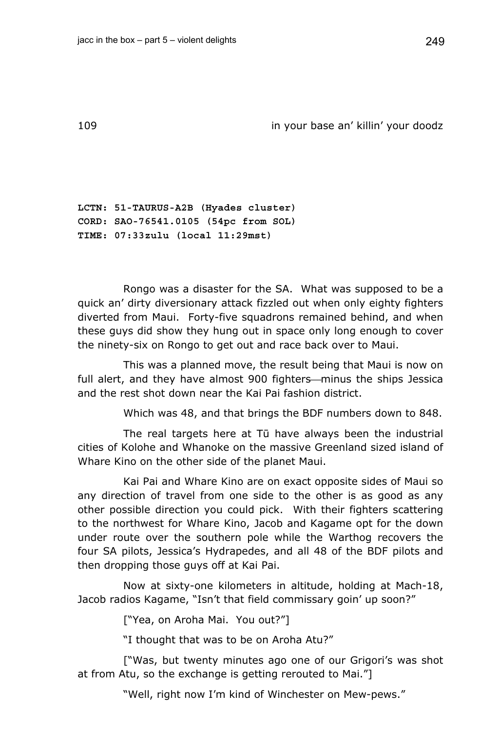## 109 in your base an' killin' your doodz

**LCTN: 51-TAURUS-A2B (Hyades cluster)**
**CORD: SAO-76541.0105 (54pc from SOL)**
**TIME: 07:33zulu (local 11:29mst)**

Rongo was a disaster for the SA. What was supposed to be a quick an' dirty diversionary attack fizzled out when only eighty fighters diverted from Maui. Forty-five squadrons remained behind, and when these guys did show they hung out in space only long enough to cover the ninety-six on Rongo to get out and race back over to Maui.

This was a planned move, the result being that Maui is now on full alert, and they have almost 900 fighters—minus the ships Jessica and the rest shot down near the Kai Pai fashion district.

Which was 48, and that brings the BDF numbers down to 848.

The real targets here at Tū have always been the industrial cities of Kolohe and Whanoke on the massive Greenland sized island of Whare Kino on the other side of the planet Maui.

Kai Pai and Whare Kino are on exact opposite sides of Maui so any direction of travel from one side to the other is as good as any other possible direction you could pick. With their fighters scattering to the northwest for Whare Kino, Jacob and Kagame opt for the down under route over the southern pole while the Warthog recovers the four SA pilots, Jessica's Hydrapedes, and all 48 of the BDF pilots and then dropping those guys off at Kai Pai.

Now at sixty-one kilometers in altitude, holding at Mach-18, Jacob radios Kagame, "Isn't that field commissary goin' up soon?"

["Yea, on Aroha Mai. You out?"]

"I thought that was to be on Aroha Atu?"

["Was, but twenty minutes ago one of our Grigori's was shot at from Atu, so the exchange is getting rerouted to Mai."]

"Well, right now I'm kind of Winchester on Mew-pews."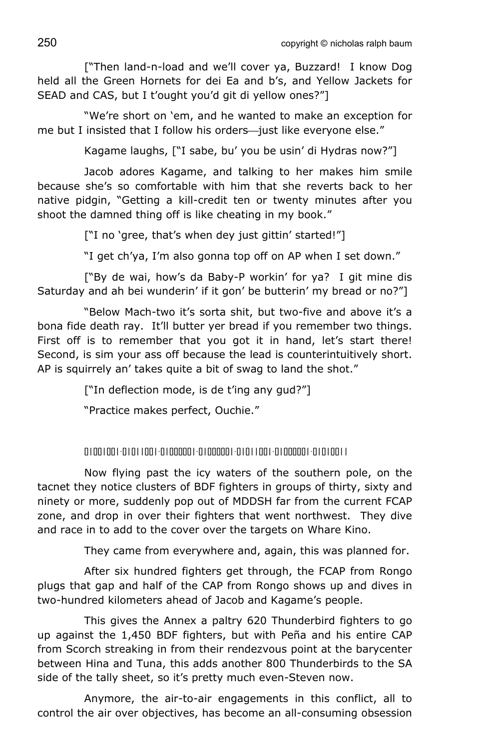["Then land-n-load and we'll cover ya, Buzzard! I know Dog held all the Green Hornets for dei Ea and b's, and Yellow Jackets for SEAD and CAS, but I t'ought you'd git di yellow ones?"]

"We're short on 'em, and he wanted to make an exception for me but I insisted that I follow his orders—just like everyone else."

Kagame laughs, ["I sabe, bu' you be usin' di Hydras now?"]

Jacob adores Kagame, and talking to her makes him smile because she's so comfortable with him that she reverts back to her native pidgin, "Getting a kill-credit ten or twenty minutes after you shoot the damned thing off is like cheating in my book."

["I no 'gree, that's when dey just gittin' started!"]

"I get ch'ya, I'm also gonna top off on AP when I set down."

["By de wai, how's da Baby-P workin' for ya? I git mine dis Saturday and ah bei wunderin' if it gon' be butterin' my bread or no?"]

"Below Mach-two it's sorta shit, but two-five and above it's a bona fide death ray. It'll butter yer bread if you remember two things. First off is to remember that you got it in hand, let's start there! Second, is sim your ass off because the lead is counterintuitively short. AP is squirrely an' takes quite a bit of swag to land the shot."

["In deflection mode, is de t'ing any gud?"]

"Practice makes perfect, Ouchie."

01001001·01011001·01000001·01000001·01011001·01000001·01010011

Now flying past the icy waters of the southern pole, on the tacnet they notice clusters of BDF fighters in groups of thirty, sixty and ninety or more, suddenly pop out of MDDSH far from the current FCAP zone, and drop in over their fighters that went northwest. They dive and race in to add to the cover over the targets on Whare Kino.

They came from everywhere and, again, this was planned for.

After six hundred fighters get through, the FCAP from Rongo plugs that gap and half of the CAP from Rongo shows up and dives in two-hundred kilometers ahead of Jacob and Kagame's people.

This gives the Annex a paltry 620 Thunderbird fighters to go up against the 1,450 BDF fighters, but with Peña and his entire CAP from Scorch streaking in from their rendezvous point at the barycenter between Hina and Tuna, this adds another 800 Thunderbirds to the SA side of the tally sheet, so it's pretty much even-Steven now.

Anymore, the air-to-air engagements in this conflict, all to control the air over objectives, has become an all-consuming obsession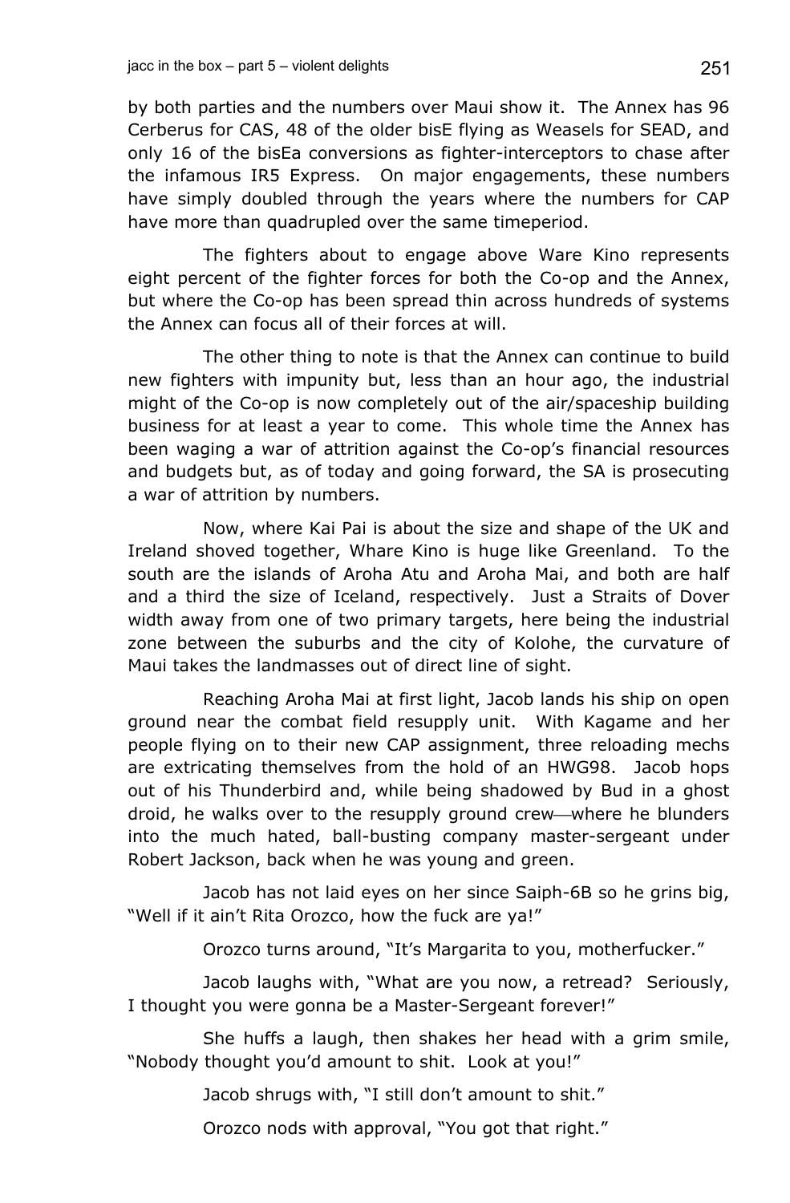by both parties and the numbers over Maui show it. The Annex has 96 Cerberus for CAS, 48 of the older bisE flying as Weasels for SEAD, and only 16 of the bisEa conversions as fighter-interceptors to chase after the infamous IR5 Express. On major engagements, these numbers have simply doubled through the years where the numbers for CAP have more than quadrupled over the same timeperiod.

The fighters about to engage above Ware Kino represents eight percent of the fighter forces for both the Co-op and the Annex, but where the Co-op has been spread thin across hundreds of systems the Annex can focus all of their forces at will.

The other thing to note is that the Annex can continue to build new fighters with impunity but, less than an hour ago, the industrial might of the Co-op is now completely out of the air/spaceship building business for at least a year to come. This whole time the Annex has been waging a war of attrition against the Co-op's financial resources and budgets but, as of today and going forward, the SA is prosecuting a war of attrition by numbers.

Now, where Kai Pai is about the size and shape of the UK and Ireland shoved together, Whare Kino is huge like Greenland. To the south are the islands of Aroha Atu and Aroha Mai, and both are half and a third the size of Iceland, respectively. Just a Straits of Dover width away from one of two primary targets, here being the industrial zone between the suburbs and the city of Kolohe, the curvature of Maui takes the landmasses out of direct line of sight.

Reaching Aroha Mai at first light, Jacob lands his ship on open ground near the combat field resupply unit. With Kagame and her people flying on to their new CAP assignment, three reloading mechs are extricating themselves from the hold of an HWG98. Jacob hops out of his Thunderbird and, while being shadowed by Bud in a ghost droid, he walks over to the resupply ground crew—where he blunders into the much hated, ball-busting company master-sergeant under Robert Jackson, back when he was young and green.

Jacob has not laid eyes on her since Saiph-6B so he grins big, "Well if it ain't Rita Orozco, how the fuck are ya!"

Orozco turns around, "It's Margarita to you, motherfucker."

Jacob laughs with, "What are you now, a retread? Seriously, I thought you were gonna be a Master-Sergeant forever!"

She huffs a laugh, then shakes her head with a grim smile, "Nobody thought you'd amount to shit. Look at you!"

Jacob shrugs with, "I still don't amount to shit."

Orozco nods with approval, "You got that right."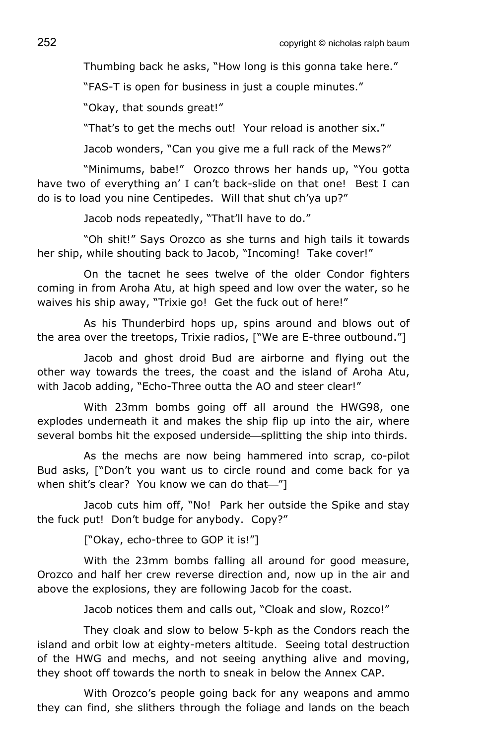Thumbing back he asks, "How long is this gonna take here."

"FAS-T is open for business in just a couple minutes."

"Okay, that sounds great!"

"That's to get the mechs out! Your reload is another six."

Jacob wonders, "Can you give me a full rack of the Mews?"

"Minimums, babe!" Orozco throws her hands up, "You gotta have two of everything an' I can't back-slide on that one! Best I can do is to load you nine Centipedes. Will that shut ch'ya up?"

Jacob nods repeatedly, "That'll have to do."

"Oh shit!" Says Orozco as she turns and high tails it towards her ship, while shouting back to Jacob, "Incoming! Take cover!"

On the tacnet he sees twelve of the older Condor fighters coming in from Aroha Atu, at high speed and low over the water, so he waives his ship away, "Trixie go! Get the fuck out of here!"

As his Thunderbird hops up, spins around and blows out of the area over the treetops, Trixie radios, ["We are E-three outbound."]

Jacob and ghost droid Bud are airborne and flying out the other way towards the trees, the coast and the island of Aroha Atu, with Jacob adding, "Echo-Three outta the AO and steer clear!"

With 23mm bombs going off all around the HWG98, one explodes underneath it and makes the ship flip up into the air, where several bombs hit the exposed underside—splitting the ship into thirds.

As the mechs are now being hammered into scrap, co-pilot Bud asks, ["Don't you want us to circle round and come back for ya when shit's clear? You know we can do that—"]

Jacob cuts him off, "No! Park her outside the Spike and stay the fuck put! Don't budge for anybody. Copy?"

["Okay, echo-three to GOP it is!"]

With the 23mm bombs falling all around for good measure, Orozco and half her crew reverse direction and, now up in the air and above the explosions, they are following Jacob for the coast.

Jacob notices them and calls out, "Cloak and slow, Rozco!"

They cloak and slow to below 5-kph as the Condors reach the island and orbit low at eighty-meters altitude. Seeing total destruction of the HWG and mechs, and not seeing anything alive and moving, they shoot off towards the north to sneak in below the Annex CAP.

With Orozco's people going back for any weapons and ammo they can find, she slithers through the foliage and lands on the beach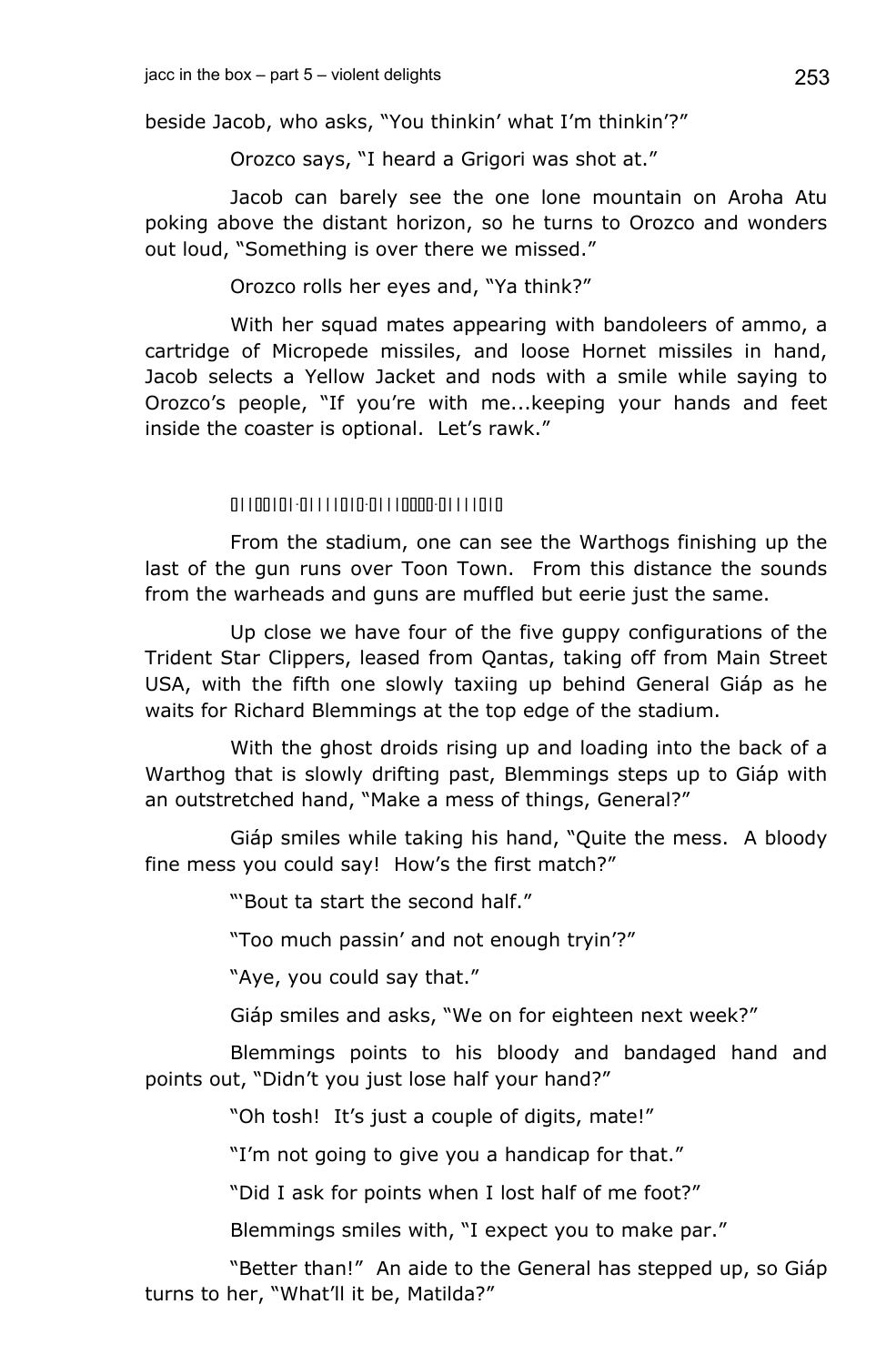beside Jacob, who asks, "You thinkin' what I'm thinkin'?"

Orozco says, "I heard a Grigori was shot at."

Jacob can barely see the one lone mountain on Aroha Atu poking above the distant horizon, so he turns to Orozco and wonders out loud, "Something is over there we missed."

Orozco rolls her eyes and, "Ya think?"

With her squad mates appearing with bandoleers of ammo, a cartridge of Micropede missiles, and loose Hornet missiles in hand, Jacob selects a Yellow Jacket and nods with a smile while saying to Orozco's people, "If you're with me...keeping your hands and feet inside the coaster is optional. Let's rawk."

01100101·01111010·01110000·01111010

From the stadium, one can see the Warthogs finishing up the last of the gun runs over Toon Town. From this distance the sounds from the warheads and guns are muffled but eerie just the same.

Up close we have four of the five guppy configurations of the Trident Star Clippers, leased from Qantas, taking off from Main Street USA, with the fifth one slowly taxiing up behind General Giáp as he waits for Richard Blemmings at the top edge of the stadium.

With the ghost droids rising up and loading into the back of a Warthog that is slowly drifting past, Blemmings steps up to Giáp with an outstretched hand, "Make a mess of things, General?"

Giáp smiles while taking his hand, "Quite the mess. A bloody fine mess you could say! How's the first match?"

"'Bout ta start the second half."

"Too much passin' and not enough tryin'?"

"Aye, you could say that."

Giáp smiles and asks, "We on for eighteen next week?"

Blemmings points to his bloody and bandaged hand and points out, "Didn't you just lose half your hand?"

"Oh tosh! It's just a couple of digits, mate!"

"I'm not going to give you a handicap for that."

"Did I ask for points when I lost half of me foot?"

Blemmings smiles with, "I expect you to make par."

"Better than!" An aide to the General has stepped up, so Giáp turns to her, "What'll it be, Matilda?"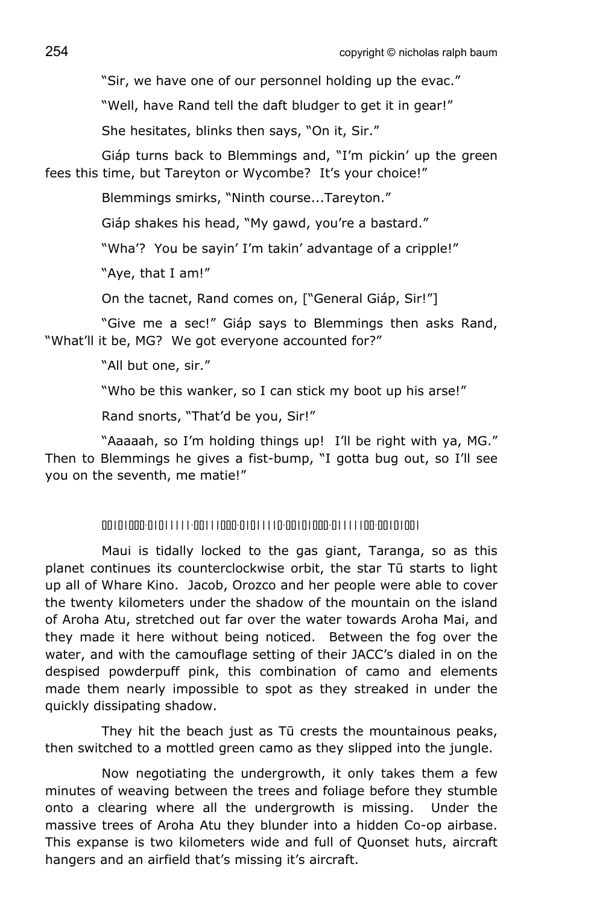“Sir, we have one of our personnel holding up the evac.”

“Well, have Rand tell the daft bludger to get it in gear!”

She hesitates, blinks then says, “On it, Sir.”

Giáp turns back to Blemmings and, “I’m pickin’ up the green fees this time, but Tareyton or Wycombe? It’s your choice!”

Blemmings smirks, “Ninth course...Tareyton.”

Giáp shakes his head, “My gawd, you’re a bastard.”

“Wha’? You be sayin’ I’m takin’ advantage of a cripple!”

“Aye, that I am!”

On the tacnet, Rand comes on, [“General Giáp, Sir!”]

“Give me a sec!” Giáp says to Blemmings then asks Rand, “What’ll it be, MG? We got everyone accounted for?”

“All but one, sir.”

“Who be this wanker, so I can stick my boot up his arse!”

Rand snorts, “That’d be you, Sir!”

“Aaaaah, so I’m holding things up! I’ll be right with ya, MG.” Then to Blemmings he gives a fist-bump, “I gotta bug out, so I’ll see you on the seventh, me matie!”

▯▯|▯|▯▯▯·▯|▯|||||·▯▯|||▯▯▯·▯|▯||||▯·▯▯|▯|▯▯▯·▯|||||▯▯·▯▯|▯|▯▯|

Maui is tidally locked to the gas giant, Taranga, so as this planet continues its counterclockwise orbit, the star Tū starts to light up all of Whare Kino. Jacob, Orozco and her people were able to cover the twenty kilometers under the shadow of the mountain on the island of Aroha Atu, stretched out far over the water towards Aroha Mai, and they made it here without being noticed. Between the fog over the water, and with the camouflage setting of their JACC’s dialed in on the despised powderpuff pink, this combination of camo and elements made them nearly impossible to spot as they streaked in under the quickly dissipating shadow.

They hit the beach just as Tū crests the mountainous peaks, then switched to a mottled green camo as they slipped into the jungle.

Now negotiating the undergrowth, it only takes them a few minutes of weaving between the trees and foliage before they stumble onto a clearing where all the undergrowth is missing. Under the massive trees of Aroha Atu they blunder into a hidden Co-op airbase. This expanse is two kilometers wide and full of Quonset huts, aircraft hangers and an airfield that’s missing it’s aircraft.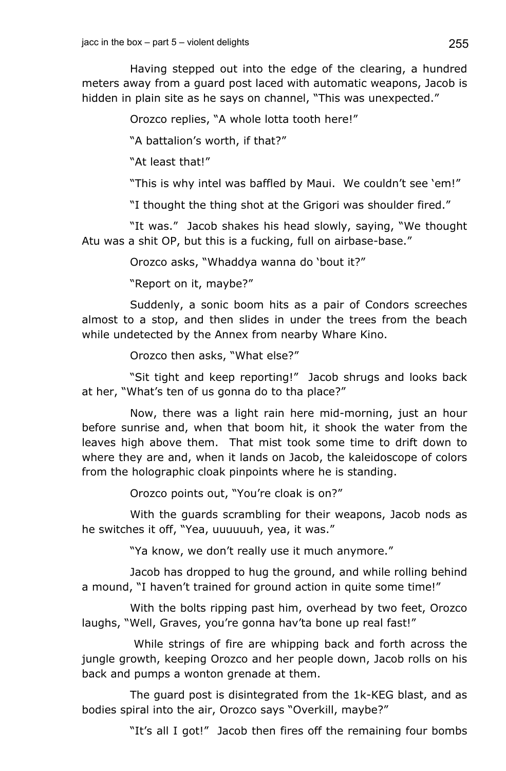Having stepped out into the edge of the clearing, a hundred meters away from a guard post laced with automatic weapons, Jacob is hidden in plain site as he says on channel, "This was unexpected."

Orozco replies, "A whole lotta tooth here!"

"A battalion's worth, if that?"

"At least that!"

"This is why intel was baffled by Maui. We couldn't see 'em!"

"I thought the thing shot at the Grigori was shoulder fired."

"It was." Jacob shakes his head slowly, saying, "We thought Atu was a shit OP, but this is a fucking, full on airbase-base."

Orozco asks, "Whaddya wanna do 'bout it?"

"Report on it, maybe?"

Suddenly, a sonic boom hits as a pair of Condors screeches almost to a stop, and then slides in under the trees from the beach while undetected by the Annex from nearby Whare Kino.

Orozco then asks, "What else?"

"Sit tight and keep reporting!" Jacob shrugs and looks back at her, "What's ten of us gonna do to tha place?"

Now, there was a light rain here mid-morning, just an hour before sunrise and, when that boom hit, it shook the water from the leaves high above them. That mist took some time to drift down to where they are and, when it lands on Jacob, the kaleidoscope of colors from the holographic cloak pinpoints where he is standing.

Orozco points out, "You're cloak is on?"

With the guards scrambling for their weapons, Jacob nods as he switches it off, "Yea, uuuuuuh, yea, it was."

"Ya know, we don't really use it much anymore."

Jacob has dropped to hug the ground, and while rolling behind a mound, "I haven't trained for ground action in quite some time!"

With the bolts ripping past him, overhead by two feet, Orozco laughs, "Well, Graves, you're gonna hav'ta bone up real fast!"

While strings of fire are whipping back and forth across the jungle growth, keeping Orozco and her people down, Jacob rolls on his back and pumps a wonton grenade at them.

The guard post is disintegrated from the 1k-KEG blast, and as bodies spiral into the air, Orozco says "Overkill, maybe?"

"It's all I got!" Jacob then fires off the remaining four bombs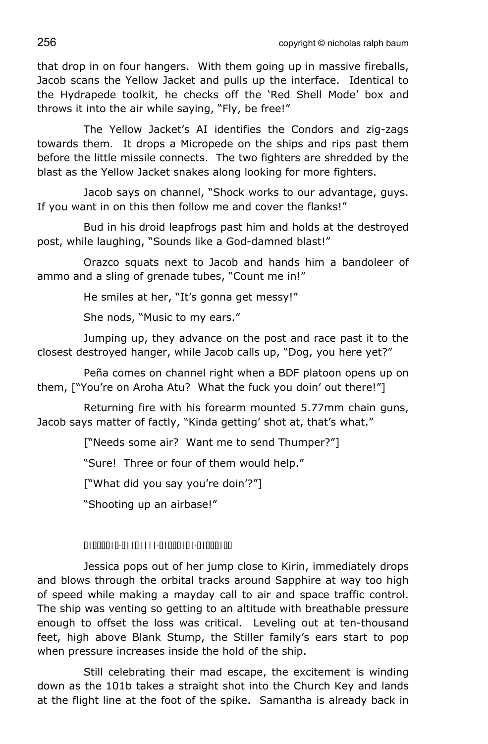that drop in on four hangers. With them going up in massive fireballs, Jacob scans the Yellow Jacket and pulls up the interface. Identical to the Hydrapede toolkit, he checks off the 'Red Shell Mode' box and throws it into the air while saying, "Fly, be free!"

The Yellow Jacket's AI identifies the Condors and zig-zags towards them. It drops a Micropede on the ships and rips past them before the little missile connects. The two fighters are shredded by the blast as the Yellow Jacket snakes along looking for more fighters.

Jacob says on channel, "Shock works to our advantage, guys. If you want in on this then follow me and cover the flanks!"

Bud in his droid leapfrogs past him and holds at the destroyed post, while laughing, "Sounds like a God-damned blast!"

Orazco squats next to Jacob and hands him a bandoleer of ammo and a sling of grenade tubes, "Count me in!"

He smiles at her, "It's gonna get messy!"

She nods, "Music to my ears."

Jumping up, they advance on the post and race past it to the closest destroyed hanger, while Jacob calls up, "Dog, you here yet?"

Peña comes on channel right when a BDF platoon opens up on them, ["You're on Aroha Atu? What the fuck you doin' out there!"]

Returning fire with his forearm mounted 5.77mm chain guns, Jacob says matter of factly, "Kinda getting' shot at, that's what."

["Needs some air? Want me to send Thumper?"]

"Sure! Three or four of them would help."

["What did you say you're doin'?"]

"Shooting up an airbase!"

01000010-01101111-01000101-01000100

Jessica pops out of her jump close to Kirin, immediately drops and blows through the orbital tracks around Sapphire at way too high of speed while making a mayday call to air and space traffic control. The ship was venting so getting to an altitude with breathable pressure enough to offset the loss was critical. Leveling out at ten-thousand feet, high above Blank Stump, the Stiller family's ears start to pop when pressure increases inside the hold of the ship.

Still celebrating their mad escape, the excitement is winding down as the 101b takes a straight shot into the Church Key and lands at the flight line at the foot of the spike. Samantha is already back in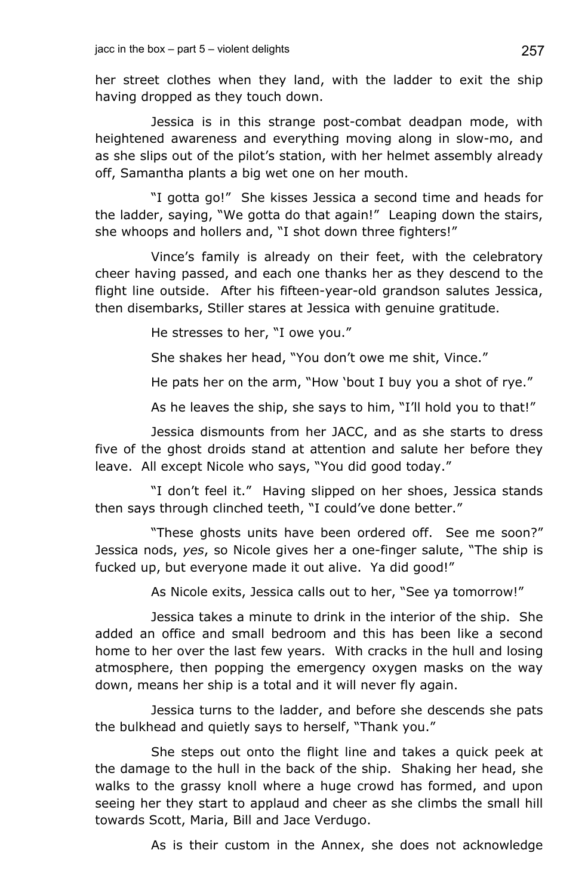her street clothes when they land, with the ladder to exit the ship having dropped as they touch down.

Jessica is in this strange post-combat deadpan mode, with heightened awareness and everything moving along in slow-mo, and as she slips out of the pilot's station, with her helmet assembly already off, Samantha plants a big wet one on her mouth.

"I gotta go!" She kisses Jessica a second time and heads for the ladder, saying, "We gotta do that again!" Leaping down the stairs, she whoops and hollers and, "I shot down three fighters!"

Vince's family is already on their feet, with the celebratory cheer having passed, and each one thanks her as they descend to the flight line outside. After his fifteen-year-old grandson salutes Jessica, then disembarks, Stiller stares at Jessica with genuine gratitude.

He stresses to her, "I owe you."

She shakes her head, "You don't owe me shit, Vince."

He pats her on the arm, "How 'bout I buy you a shot of rye."

As he leaves the ship, she says to him, "I'll hold you to that!"

Jessica dismounts from her JACC, and as she starts to dress five of the ghost droids stand at attention and salute her before they leave. All except Nicole who says, "You did good today."

"I don't feel it." Having slipped on her shoes, Jessica stands then says through clinched teeth, "I could've done better."

"These ghosts units have been ordered off. See me soon?" Jessica nods, *yes*, so Nicole gives her a one-finger salute, "The ship is fucked up, but everyone made it out alive. Ya did good!"

As Nicole exits, Jessica calls out to her, "See ya tomorrow!"

Jessica takes a minute to drink in the interior of the ship. She added an office and small bedroom and this has been like a second home to her over the last few years. With cracks in the hull and losing atmosphere, then popping the emergency oxygen masks on the way down, means her ship is a total and it will never fly again.

Jessica turns to the ladder, and before she descends she pats the bulkhead and quietly says to herself, "Thank you."

She steps out onto the flight line and takes a quick peek at the damage to the hull in the back of the ship. Shaking her head, she walks to the grassy knoll where a huge crowd has formed, and upon seeing her they start to applaud and cheer as she climbs the small hill towards Scott, Maria, Bill and Jace Verdugo.

As is their custom in the Annex, she does not acknowledge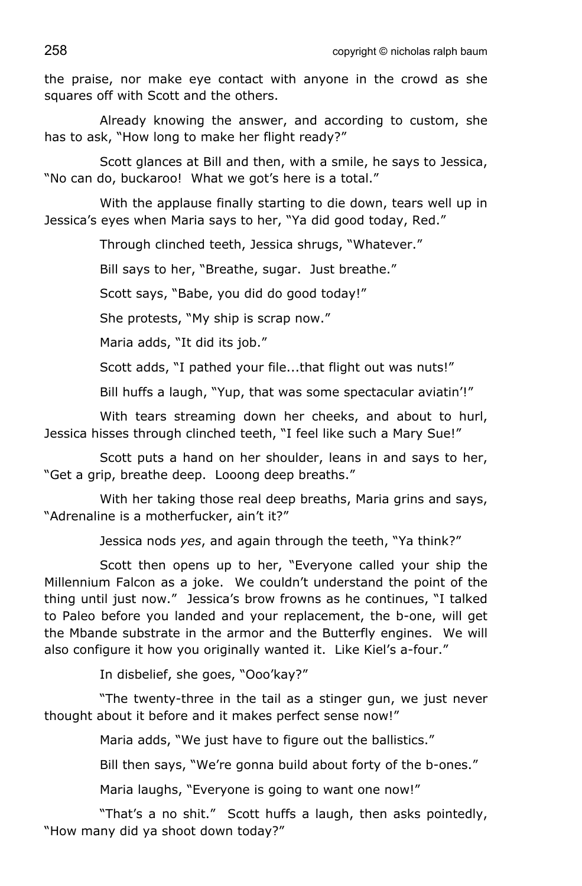the praise, nor make eye contact with anyone in the crowd as she squares off with Scott and the others.

Already knowing the answer, and according to custom, she has to ask, "How long to make her flight ready?"

Scott glances at Bill and then, with a smile, he says to Jessica, "No can do, buckaroo! What we got's here is a total."

With the applause finally starting to die down, tears well up in Jessica's eyes when Maria says to her, "Ya did good today, Red."

Through clinched teeth, Jessica shrugs, "Whatever."

Bill says to her, "Breathe, sugar. Just breathe."

Scott says, "Babe, you did do good today!"

She protests, "My ship is scrap now."

Maria adds, "It did its job."

Scott adds, "I pathed your file...that flight out was nuts!"

Bill huffs a laugh, "Yup, that was some spectacular aviatin'!"

With tears streaming down her cheeks, and about to hurl, Jessica hisses through clinched teeth, "I feel like such a Mary Sue!"

Scott puts a hand on her shoulder, leans in and says to her, "Get a grip, breathe deep. Looong deep breaths."

With her taking those real deep breaths, Maria grins and says, "Adrenaline is a motherfucker, ain't it?"

Jessica nods *yes*, and again through the teeth, "Ya think?"

Scott then opens up to her, "Everyone called your ship the Millennium Falcon as a joke. We couldn't understand the point of the thing until just now." Jessica's brow frowns as he continues, "I talked to Paleo before you landed and your replacement, the b-one, will get the Mbande substrate in the armor and the Butterfly engines. We will also configure it how you originally wanted it. Like Kiel's a-four."

In disbelief, she goes, "Ooo'kay?"

"The twenty-three in the tail as a stinger gun, we just never thought about it before and it makes perfect sense now!"

Maria adds, "We just have to figure out the ballistics."

Bill then says, "We're gonna build about forty of the b-ones."

Maria laughs, "Everyone is going to want one now!"

"That's a no shit." Scott huffs a laugh, then asks pointedly, "How many did ya shoot down today?"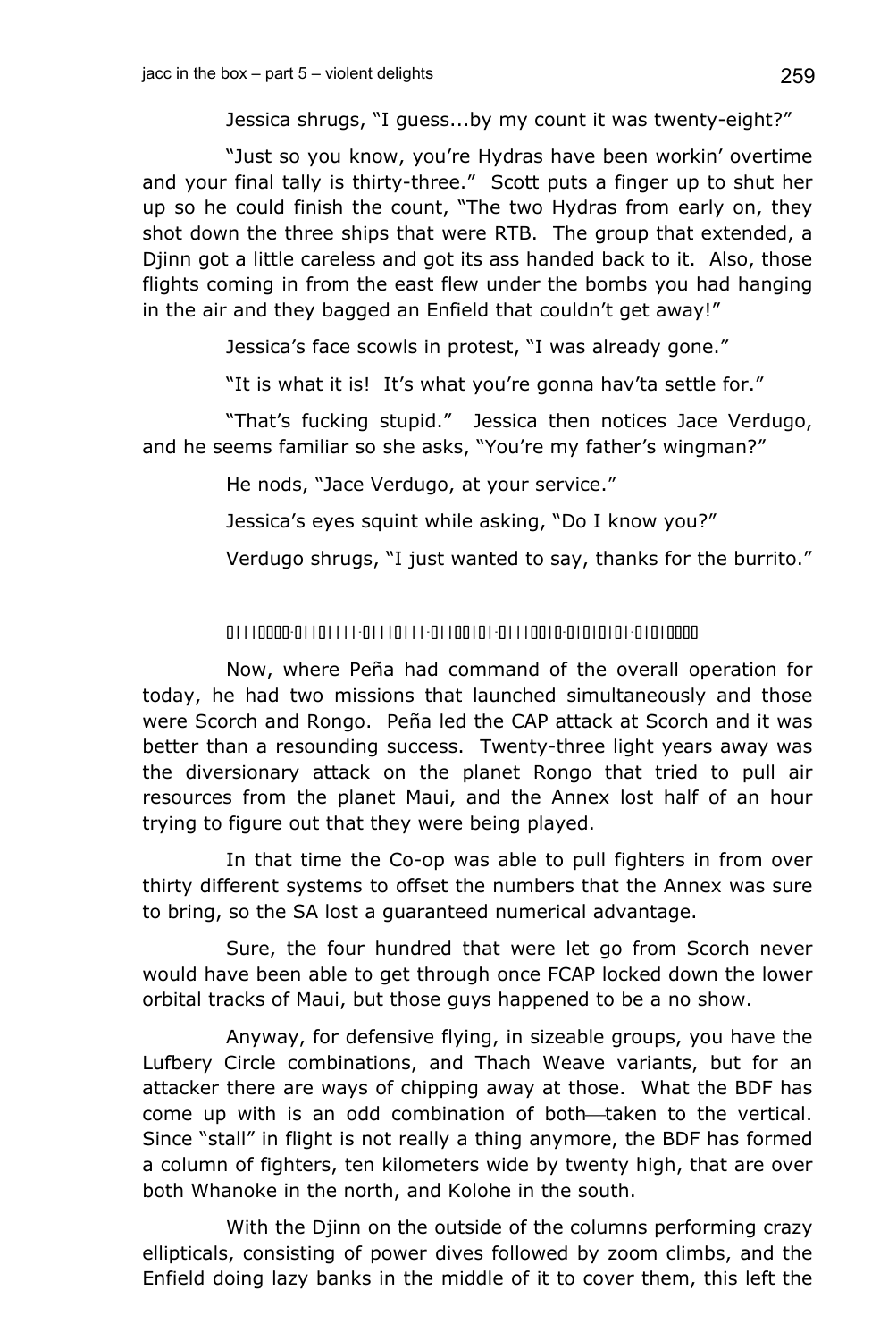Jessica shrugs, "I guess...by my count it was twenty-eight?"

"Just so you know, you're Hydras have been workin' overtime and your final tally is thirty-three." Scott puts a finger up to shut her up so he could finish the count, "The two Hydras from early on, they shot down the three ships that were RTB. The group that extended, a Djinn got a little careless and got its ass handed back to it. Also, those flights coming in from the east flew under the bombs you had hanging in the air and they bagged an Enfield that couldn't get away!"

Jessica's face scowls in protest, "I was already gone."

"It is what it is! It's what you're gonna hav'ta settle for."

"That's fucking stupid." Jessica then notices Jace Verdugo, and he seems familiar so she asks, "You're my father's wingman?"

He nods, "Jace Verdugo, at your service."

Jessica's eyes squint while asking, "Do I know you?"

Verdugo shrugs, "I just wanted to say, thanks for the burrito."

01110000·01101111·01110111·01100101·01110010·01010101·01010000

Now, where Peña had command of the overall operation for today, he had two missions that launched simultaneously and those were Scorch and Rongo. Peña led the CAP attack at Scorch and it was better than a resounding success. Twenty-three light years away was the diversionary attack on the planet Rongo that tried to pull air resources from the planet Maui, and the Annex lost half of an hour trying to figure out that they were being played.

In that time the Co-op was able to pull fighters in from over thirty different systems to offset the numbers that the Annex was sure to bring, so the SA lost a guaranteed numerical advantage.

Sure, the four hundred that were let go from Scorch never would have been able to get through once FCAP locked down the lower orbital tracks of Maui, but those guys happened to be a no show.

Anyway, for defensive flying, in sizeable groups, you have the Lufbery Circle combinations, and Thach Weave variants, but for an attacker there are ways of chipping away at those. What the BDF has come up with is an odd combination of both—taken to the vertical. Since "stall" in flight is not really a thing anymore, the BDF has formed a column of fighters, ten kilometers wide by twenty high, that are over both Whanoke in the north, and Kolohe in the south.

With the Djinn on the outside of the columns performing crazy ellipticals, consisting of power dives followed by zoom climbs, and the Enfield doing lazy banks in the middle of it to cover them, this left the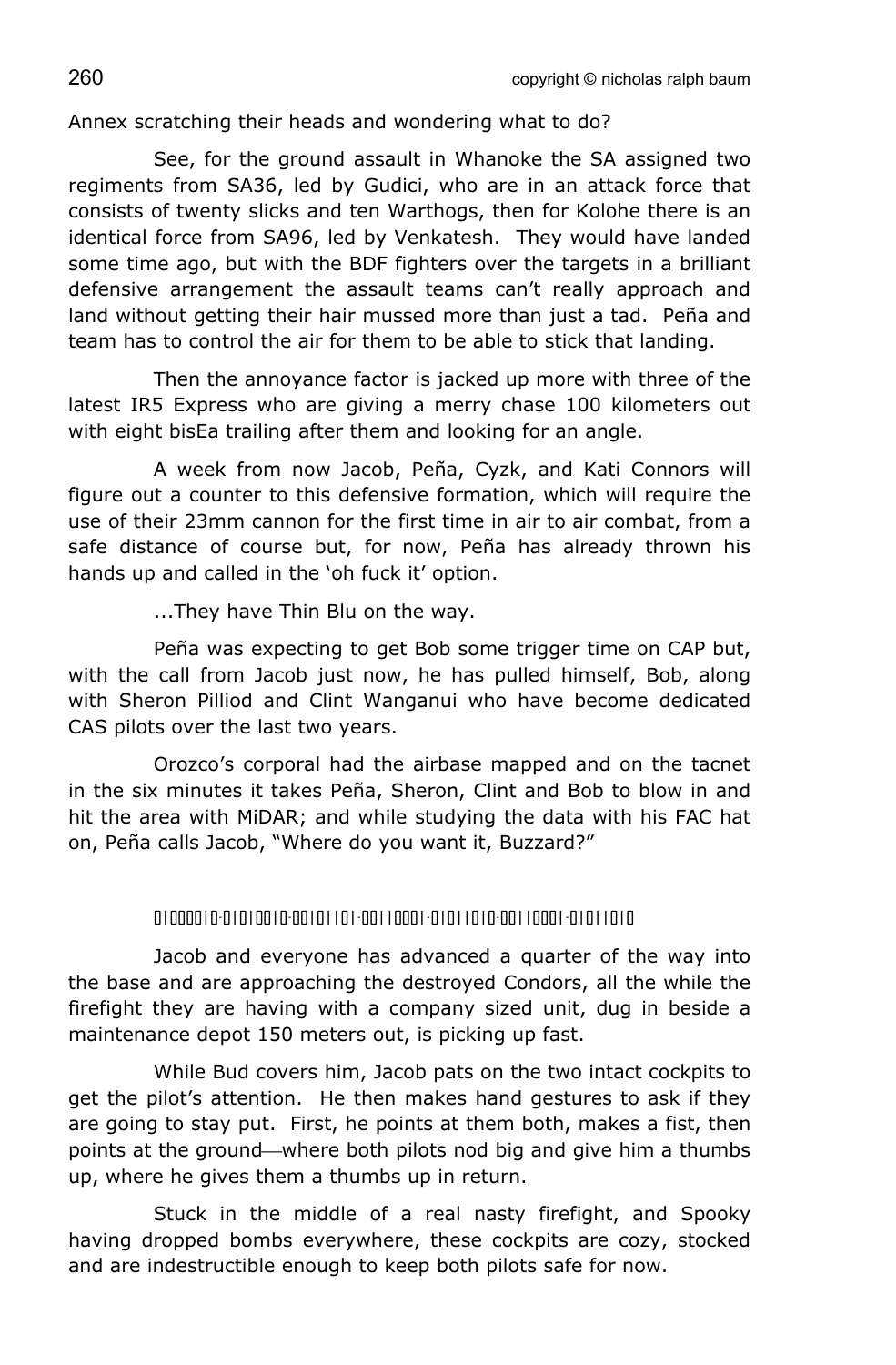Annex scratching their heads and wondering what to do?

See, for the ground assault in Whanoke the SA assigned two regiments from SA36, led by Gudici, who are in an attack force that consists of twenty slicks and ten Warthogs, then for Kolohe there is an identical force from SA96, led by Venkatesh. They would have landed some time ago, but with the BDF fighters over the targets in a brilliant defensive arrangement the assault teams can't really approach and land without getting their hair mussed more than just a tad. Peña and team has to control the air for them to be able to stick that landing.

Then the annoyance factor is jacked up more with three of the latest IR5 Express who are giving a merry chase 100 kilometers out with eight bisEa trailing after them and looking for an angle.

A week from now Jacob, Peña, Cyzk, and Kati Connors will figure out a counter to this defensive formation, which will require the use of their 23mm cannon for the first time in air to air combat, from a safe distance of course but, for now, Peña has already thrown his hands up and called in the 'oh fuck it' option.

...They have Thin Blu on the way.

Peña was expecting to get Bob some trigger time on CAP but, with the call from Jacob just now, he has pulled himself, Bob, along with Sheron Pilliod and Clint Wanganui who have become dedicated CAS pilots over the last two years.

Orozco's corporal had the airbase mapped and on the tacnet in the six minutes it takes Peña, Sheron, Clint and Bob to blow in and hit the area with MiDAR; and while studying the data with his FAC hat on, Peña calls Jacob, "Where do you want it, Buzzard?"

01000010·01010010·00101101·00110001·01011010·00110001·01011010

Jacob and everyone has advanced a quarter of the way into the base and are approaching the destroyed Condors, all the while the firefight they are having with a company sized unit, dug in beside a maintenance depot 150 meters out, is picking up fast.

While Bud covers him, Jacob pats on the two intact cockpits to get the pilot's attention. He then makes hand gestures to ask if they are going to stay put. First, he points at them both, makes a fist, then points at the ground—where both pilots nod big and give him a thumbs up, where he gives them a thumbs up in return.

Stuck in the middle of a real nasty firefight, and Spooky having dropped bombs everywhere, these cockpits are cozy, stocked and are indestructible enough to keep both pilots safe for now.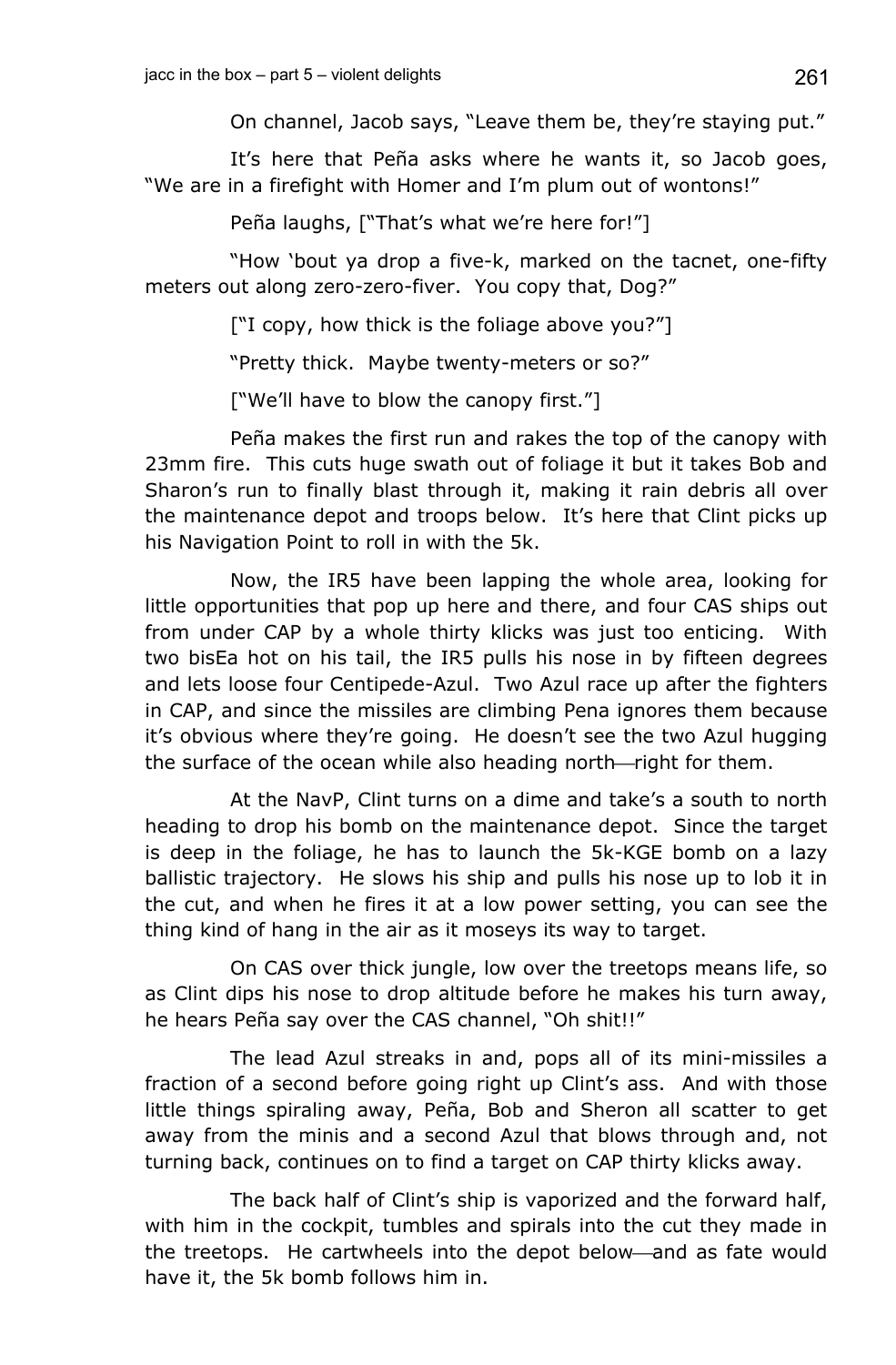On channel, Jacob says, "Leave them be, they're staying put."

It's here that Peña asks where he wants it, so Jacob goes, "We are in a firefight with Homer and I'm plum out of wontons!"

Peña laughs, ["That's what we're here for!"]

"How 'bout ya drop a five-k, marked on the tacnet, one-fifty meters out along zero-zero-fiver. You copy that, Dog?"

["I copy, how thick is the foliage above you?"]

"Pretty thick. Maybe twenty-meters or so?"

["We'll have to blow the canopy first."]

Peña makes the first run and rakes the top of the canopy with 23mm fire. This cuts huge swath out of foliage it but it takes Bob and Sharon's run to finally blast through it, making it rain debris all over the maintenance depot and troops below. It's here that Clint picks up his Navigation Point to roll in with the 5k.

Now, the IR5 have been lapping the whole area, looking for little opportunities that pop up here and there, and four CAS ships out from under CAP by a whole thirty klicks was just too enticing. With two bisEa hot on his tail, the IR5 pulls his nose in by fifteen degrees and lets loose four Centipede-Azul. Two Azul race up after the fighters in CAP, and since the missiles are climbing Pena ignores them because it's obvious where they're going. He doesn't see the two Azul hugging the surface of the ocean while also heading north—right for them.

At the NavP, Clint turns on a dime and take's a south to north heading to drop his bomb on the maintenance depot. Since the target is deep in the foliage, he has to launch the 5k-KGE bomb on a lazy ballistic trajectory. He slows his ship and pulls his nose up to lob it in the cut, and when he fires it at a low power setting, you can see the thing kind of hang in the air as it moseys its way to target.

On CAS over thick jungle, low over the treetops means life, so as Clint dips his nose to drop altitude before he makes his turn away, he hears Peña say over the CAS channel, "Oh shit!!"

The lead Azul streaks in and, pops all of its mini-missiles a fraction of a second before going right up Clint's ass. And with those little things spiraling away, Peña, Bob and Sheron all scatter to get away from the minis and a second Azul that blows through and, not turning back, continues on to find a target on CAP thirty klicks away.

The back half of Clint's ship is vaporized and the forward half, with him in the cockpit, tumbles and spirals into the cut they made in the treetops. He cartwheels into the depot below—and as fate would have it, the 5k bomb follows him in.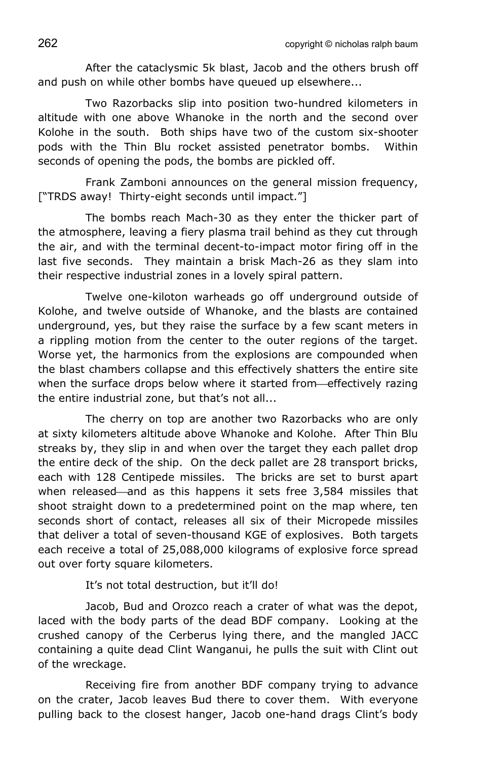After the cataclysmic 5k blast, Jacob and the others brush off and push on while other bombs have queued up elsewhere...

Two Razorbacks slip into position two-hundred kilometers in altitude with one above Whanoke in the north and the second over Kolohe in the south. Both ships have two of the custom six-shooter pods with the Thin Blu rocket assisted penetrator bombs. Within seconds of opening the pods, the bombs are pickled off.

Frank Zamboni announces on the general mission frequency, ["TRDS away! Thirty-eight seconds until impact."]

The bombs reach Mach-30 as they enter the thicker part of the atmosphere, leaving a fiery plasma trail behind as they cut through the air, and with the terminal decent-to-impact motor firing off in the last five seconds. They maintain a brisk Mach-26 as they slam into their respective industrial zones in a lovely spiral pattern.

Twelve one-kiloton warheads go off underground outside of Kolohe, and twelve outside of Whanoke, and the blasts are contained underground, yes, but they raise the surface by a few scant meters in a rippling motion from the center to the outer regions of the target. Worse yet, the harmonics from the explosions are compounded when the blast chambers collapse and this effectively shatters the entire site when the surface drops below where it started from—effectively razing the entire industrial zone, but that's not all...

The cherry on top are another two Razorbacks who are only at sixty kilometers altitude above Whanoke and Kolohe. After Thin Blu streaks by, they slip in and when over the target they each pallet drop the entire deck of the ship. On the deck pallet are 28 transport bricks, each with 128 Centipede missiles. The bricks are set to burst apart when released—and as this happens it sets free 3,584 missiles that shoot straight down to a predetermined point on the map where, ten seconds short of contact, releases all six of their Micropede missiles that deliver a total of seven-thousand KGE of explosives. Both targets each receive a total of 25,088,000 kilograms of explosive force spread out over forty square kilometers.

It's not total destruction, but it'll do!

Jacob, Bud and Orozco reach a crater of what was the depot, laced with the body parts of the dead BDF company. Looking at the crushed canopy of the Cerberus lying there, and the mangled JACC containing a quite dead Clint Wanganui, he pulls the suit with Clint out of the wreckage.

Receiving fire from another BDF company trying to advance on the crater, Jacob leaves Bud there to cover them. With everyone pulling back to the closest hanger, Jacob one-hand drags Clint's body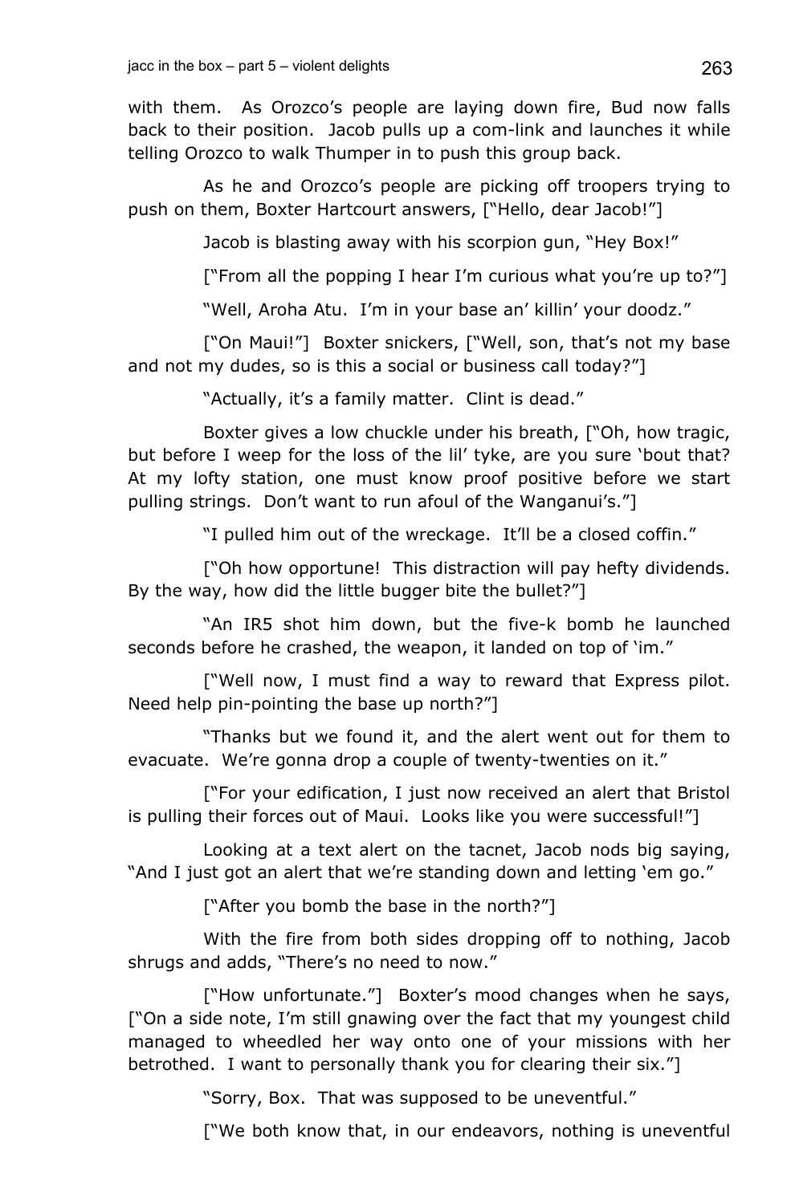with them. As Orozco's people are laying down fire, Bud now falls back to their position. Jacob pulls up a com-link and launches it while telling Orozco to walk Thumper in to push this group back.

As he and Orozco's people are picking off troopers trying to push on them, Boxter Hartcourt answers, ["Hello, dear Jacob!"]

Jacob is blasting away with his scorpion gun, "Hey Box!"

["From all the popping I hear I'm curious what you're up to?"]

"Well, Aroha Atu. I'm in your base an' killin' your doodz."

["On Maui!"] Boxter snickers, ["Well, son, that's not my base and not my dudes, so is this a social or business call today?"]

"Actually, it's a family matter. Clint is dead."

Boxter gives a low chuckle under his breath, ["Oh, how tragic, but before I weep for the loss of the lil' tyke, are you sure 'bout that? At my lofty station, one must know proof positive before we start pulling strings. Don't want to run afoul of the Wanganui's."]

"I pulled him out of the wreckage. It'll be a closed coffin."

["Oh how opportune! This distraction will pay hefty dividends. By the way, how did the little bugger bite the bullet?"]

"An IR5 shot him down, but the five-k bomb he launched seconds before he crashed, the weapon, it landed on top of 'im."

["Well now, I must find a way to reward that Express pilot. Need help pin-pointing the base up north?"]

"Thanks but we found it, and the alert went out for them to evacuate. We're gonna drop a couple of twenty-twenties on it."

["For your edification, I just now received an alert that Bristol is pulling their forces out of Maui. Looks like you were successful!"]

Looking at a text alert on the tacnet, Jacob nods big saying, "And I just got an alert that we're standing down and letting 'em go."

["After you bomb the base in the north?"]

With the fire from both sides dropping off to nothing, Jacob shrugs and adds, "There's no need to now."

["How unfortunate."] Boxter's mood changes when he says, ["On a side note, I'm still gnawing over the fact that my youngest child managed to wheedled her way onto one of your missions with her betrothed. I want to personally thank you for clearing their six."]

"Sorry, Box. That was supposed to be uneventful."

["We both know that, in our endeavors, nothing is uneventful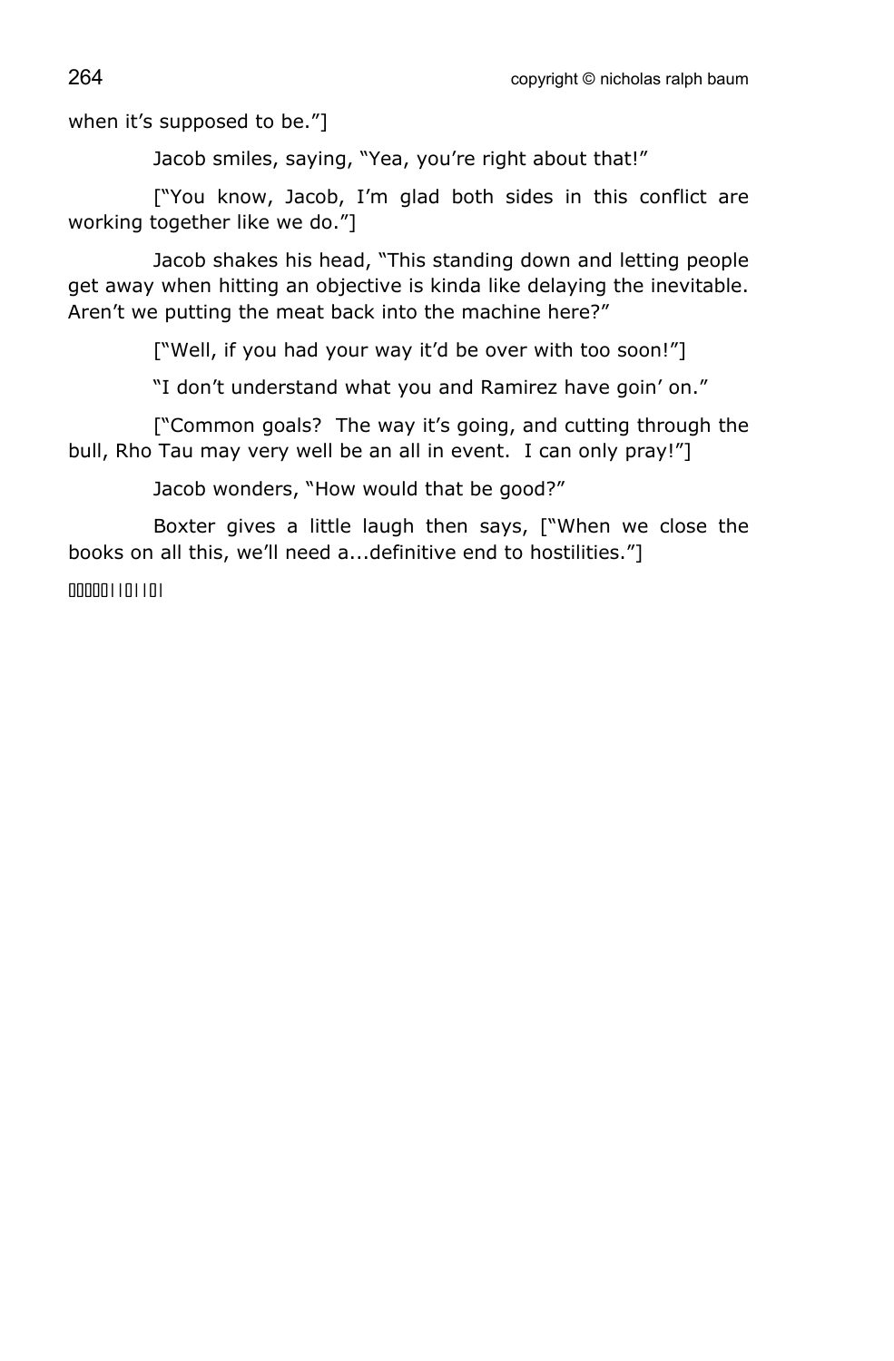when it's supposed to be."]

Jacob smiles, saying, "Yea, you're right about that!"

["You know, Jacob, I'm glad both sides in this conflict are working together like we do."]

Jacob shakes his head, "This standing down and letting people get away when hitting an objective is kinda like delaying the inevitable. Aren't we putting the meat back into the machine here?"

["Well, if you had your way it'd be over with too soon!"]

"I don't understand what you and Ramirez have goin' on."

["Common goals? The way it's going, and cutting through the bull, Rho Tau may very well be an all in event. I can only pray!"]

Jacob wonders, "How would that be good?"

Boxter gives a little laugh then says, ["When we close the books on all this, we'll need a...definitive end to hostilities."]